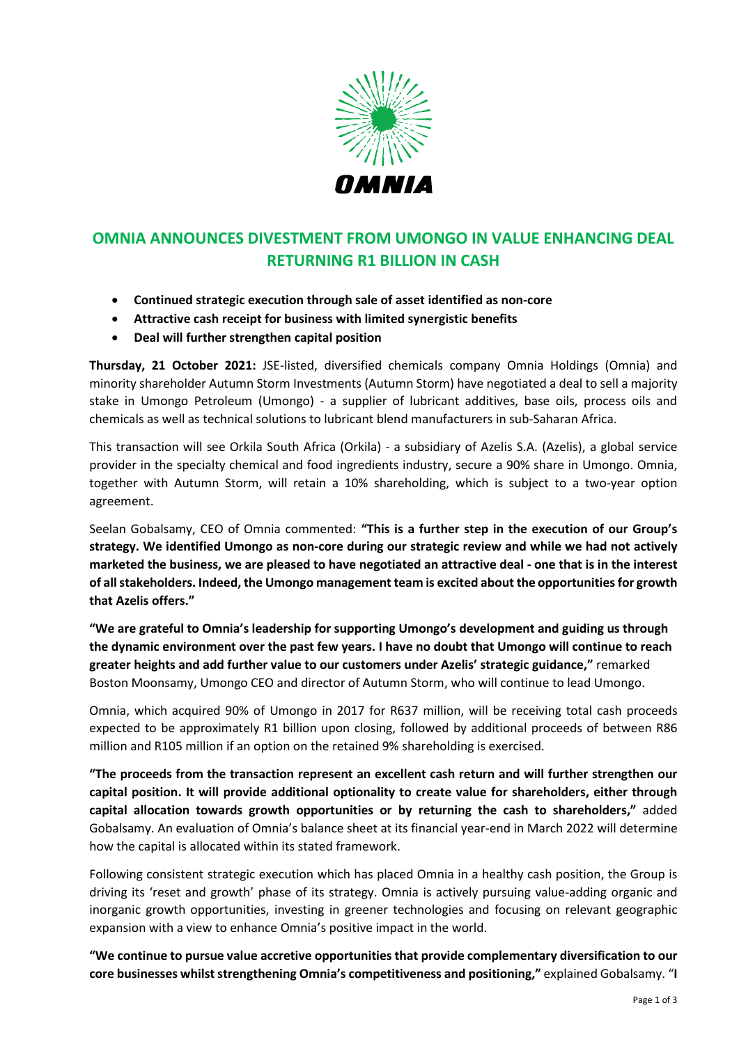# OMNIA ANNOUNCES DIVESTMENT FROM UMONGO IN VALUE ENHANCING DEAL RETURNING R1 BILLION IN CASH

- **Continued strategic execution through sale of asset identified as non-core**
- **Attractive cash receipt for business with limited synergistic benefits**
- **Deal will further strengthen capital position**

**Thursday, 21 October 2021:** JSE-listed, diversified chemicals company Omnia Holdings (Omnia) and minority shareholder Autumn Storm Investments (Autumn Storm) have negotiated a deal to sell a majority stake in Umongo Petroleum (Umongo) - a supplier of lubricant additives, base oils, process oils and chemicals as well as technical solutions to lubricant blend manufacturers in sub-Saharan Africa.

This transaction will see Orkila South Africa (Orkila) - a subsidiary of Azelis S.A. (Azelis), a global service provider in the specialty chemical and food ingredients industry, secure a 90% share in Umongo. Omnia, together with Autumn Storm, will retain a 10% shareholding, which is subject to a two-year option agreement.

Seelan Gobalsamy, CEO of Omnia commented: **"This is a further step in the execution of our Group's strategy. We identified Umongo as non-core during our strategic review and while we had not actively marketed the business, we are pleased to have negotiated an attractive deal - one that is in the interest of all stakeholders. Indeed, the Umongo management team is excited about the opportunities for growth that Azelis offers."**

**"We are grateful to Omnia's leadership for supporting Umongo's development and guiding us through the dynamic environment over the past few years. I have no doubt that Umongo will continue to reach greater heights and add further value to our customers under Azelis' strategic guidance,"** remarked Boston Moonsamy, Umongo CEO and director of Autumn Storm, who will continue to lead Umongo.

Omnia, which acquired 90% of Umongo in 2017 for R637 million, will be receiving total cash proceeds expected to be approximately R1 billion upon closing, followed by additional proceeds of between R86 million and R105 million if an option on the retained 9% shareholding is exercised.

**"The proceeds from the transaction represent an excellent cash return and will further strengthen our capital position. It will provide additional optionality to create value for shareholders, either through capital allocation towards growth opportunities or by returning the cash to shareholders,"** added Gobalsamy. An evaluation of Omnia's balance sheet at its financial year-end in March 2022 will determine how the capital is allocated within its stated framework.

Following consistent strategic execution which has placed Omnia in a healthy cash position, the Group is driving its 'reset and growth' phase of its strategy. Omnia is actively pursuing value-adding organic and inorganic growth opportunities, investing in greener technologies and focusing on relevant geographic expansion with a view to enhance Omnia's positive impact in the world.

**"We continue to pursue value accretive opportunities that provide complementary diversification to our core businesses whilst strengthening Omnia's competitiveness and positioning,"** explained Gobalsamy. "**I**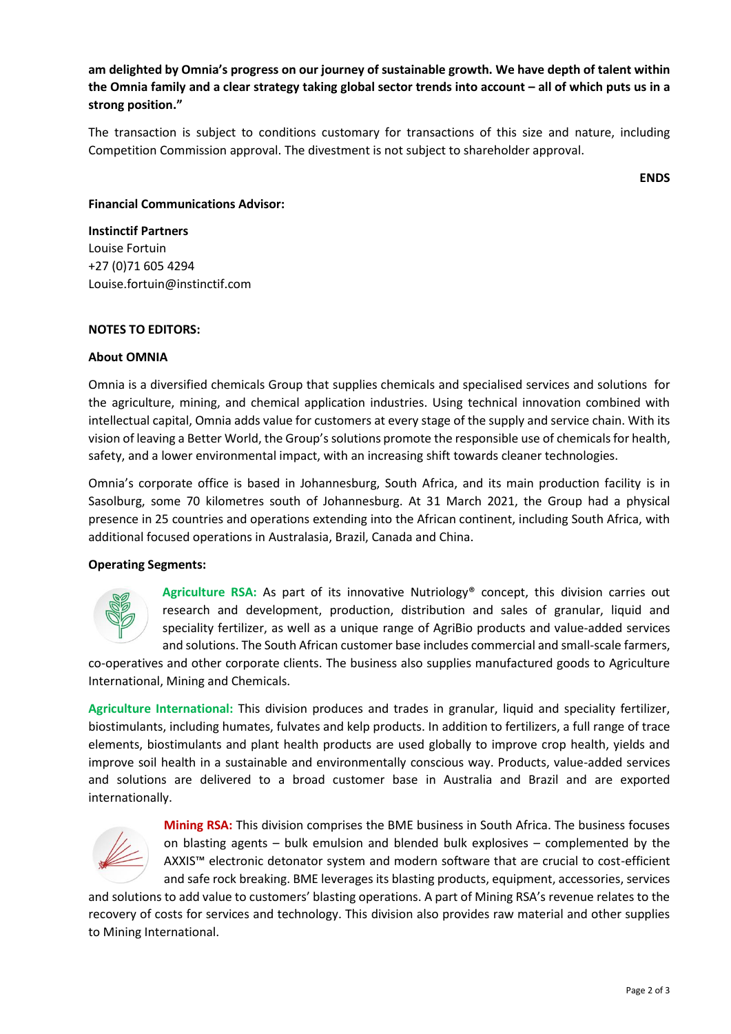**am delighted by Omnia's progress on our journey of sustainable growth. We have depth of talent within the Omnia family and a clear strategy taking global sector trends into account – all of which puts us in a strong position."**

The transaction is subject to conditions customary for transactions of this size and nature, including Competition Commission approval. The divestment is not subject to shareholder approval.

**ENDS**

**Financial Communications Advisor:**

**Instinctif Partners**
Louise Fortuin
+27 (0)71 605 4294
Louise.fortuin@instinctif.com

**NOTES TO EDITORS:**

**About OMNIA**

Omnia is a diversified chemicals Group that supplies chemicals and specialised services and solutions for the agriculture, mining, and chemical application industries. Using technical innovation combined with intellectual capital, Omnia adds value for customers at every stage of the supply and service chain. With its vision of leaving a Better World, the Group's solutions promote the responsible use of chemicals for health, safety, and a lower environmental impact, with an increasing shift towards cleaner technologies.

Omnia's corporate office is based in Johannesburg, South Africa, and its main production facility is in Sasolburg, some 70 kilometres south of Johannesburg. At 31 March 2021, the Group had a physical presence in 25 countries and operations extending into the African continent, including South Africa, with additional focused operations in Australasia, Brazil, Canada and China.

**Operating Segments:**

**Agriculture RSA:** As part of its innovative Nutriology® concept, this division carries out research and development, production, distribution and sales of granular, liquid and speciality fertilizer, as well as a unique range of AgriBio products and value-added services and solutions. The South African customer base includes commercial and small-scale farmers, co-operatives and other corporate clients. The business also supplies manufactured goods to Agriculture International, Mining and Chemicals.

**Agriculture International:** This division produces and trades in granular, liquid and speciality fertilizer, biostimulants, including humates, fulvates and kelp products. In addition to fertilizers, a full range of trace elements, biostimulants and plant health products are used globally to improve crop health, yields and improve soil health in a sustainable and environmentally conscious way. Products, value-added services and solutions are delivered to a broad customer base in Australia and Brazil and are exported internationally.

**Mining RSA:** This division comprises the BME business in South Africa. The business focuses on blasting agents – bulk emulsion and blended bulk explosives – complemented by the AXXIS™ electronic detonator system and modern software that are crucial to cost-efficient and safe rock breaking. BME leverages its blasting products, equipment, accessories, services and solutions to add value to customers' blasting operations. A part of Mining RSA's revenue relates to the recovery of costs for services and technology. This division also provides raw material and other supplies to Mining International.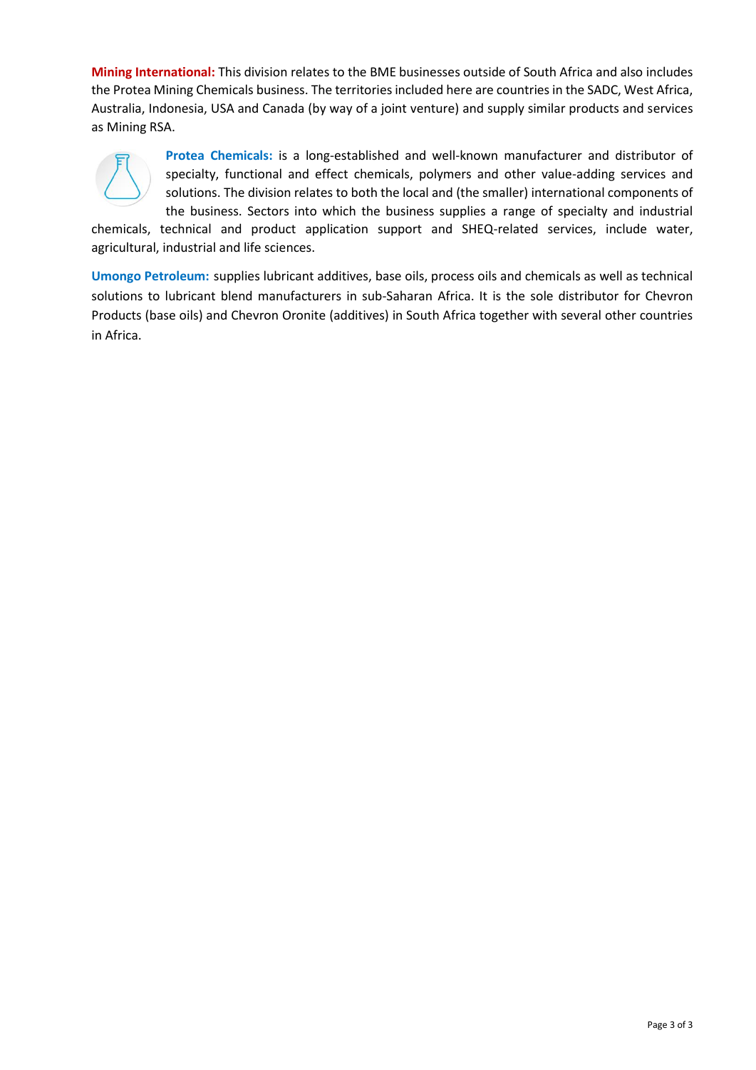**Mining International:** This division relates to the BME businesses outside of South Africa and also includes the Protea Mining Chemicals business. The territories included here are countries in the SADC, West Africa, Australia, Indonesia, USA and Canada (by way of a joint venture) and supply similar products and services as Mining RSA.

**Protea Chemicals:** is a long-established and well-known manufacturer and distributor of specialty, functional and effect chemicals, polymers and other value-adding services and solutions. The division relates to both the local and (the smaller) international components of the business. Sectors into which the business supplies a range of specialty and industrial chemicals, technical and product application support and SHEQ-related services, include water, agricultural, industrial and life sciences.

**Umongo Petroleum:** supplies lubricant additives, base oils, process oils and chemicals as well as technical solutions to lubricant blend manufacturers in sub-Saharan Africa. It is the sole distributor for Chevron Products (base oils) and Chevron Oronite (additives) in South Africa together with several other countries in Africa.